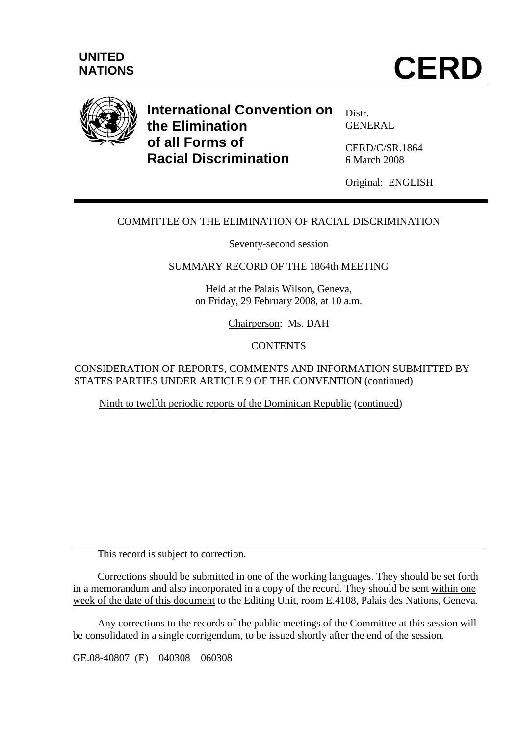UNITED NATIONS

# CERD

**International Convention on the Elimination of all Forms of Racial Discrimination**

Distr.
GENERAL

CERD/C/SR.1864
6 March 2008

Original: ENGLISH

---

COMMITTEE ON THE ELIMINATION OF RACIAL DISCRIMINATION

Seventy-second session

SUMMARY RECORD OF THE 1864th MEETING

Held at the Palais Wilson, Geneva,
on Friday, 29 February 2008, at 10 a.m.

Chairperson: Ms. DAH

CONTENTS

CONSIDERATION OF REPORTS, COMMENTS AND INFORMATION SUBMITTED BY STATES PARTIES UNDER ARTICLE 9 OF THE CONVENTION (continued)

Ninth to twelfth periodic reports of the Dominican Republic (continued)

---

This record is subject to correction.

Corrections should be submitted in one of the working languages. They should be set forth in a memorandum and also incorporated in a copy of the record. They should be sent within one week of the date of this document to the Editing Unit, room E.4108, Palais des Nations, Geneva.

Any corrections to the records of the public meetings of the Committee at this session will be consolidated in a single corrigendum, to be issued shortly after the end of the session.

GE.08-40807 (E) 040308 060308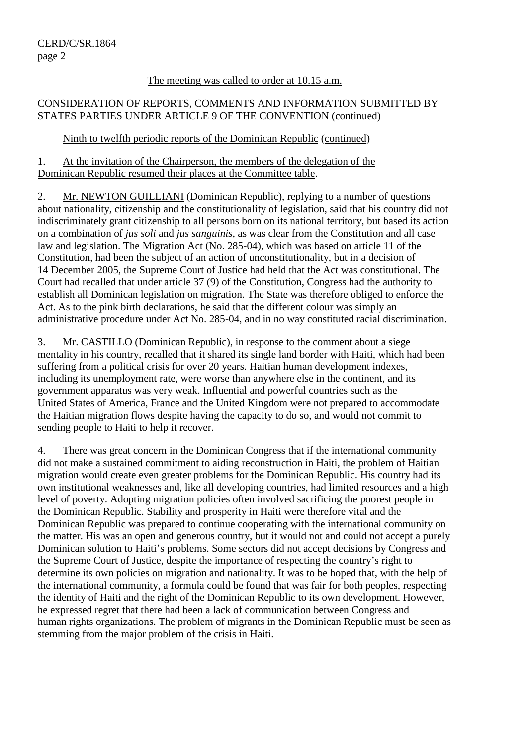The meeting was called to order at 10.15 a.m.

CONSIDERATION OF REPORTS, COMMENTS AND INFORMATION SUBMITTED BY STATES PARTIES UNDER ARTICLE 9 OF THE CONVENTION (continued)

Ninth to twelfth periodic reports of the Dominican Republic (continued)

1. At the invitation of the Chairperson, the members of the delegation of the Dominican Republic resumed their places at the Committee table.

2. Mr. NEWTON GUILLIANI (Dominican Republic), replying to a number of questions about nationality, citizenship and the constitutionality of legislation, said that his country did not indiscriminately grant citizenship to all persons born on its national territory, but based its action on a combination of *jus soli* and *jus sanguinis*, as was clear from the Constitution and all case law and legislation. The Migration Act (No. 285-04), which was based on article 11 of the Constitution, had been the subject of an action of unconstitutionality, but in a decision of 14 December 2005, the Supreme Court of Justice had held that the Act was constitutional. The Court had recalled that under article 37 (9) of the Constitution, Congress had the authority to establish all Dominican legislation on migration. The State was therefore obliged to enforce the Act. As to the pink birth declarations, he said that the different colour was simply an administrative procedure under Act No. 285-04, and in no way constituted racial discrimination.

3. Mr. CASTILLO (Dominican Republic), in response to the comment about a siege mentality in his country, recalled that it shared its single land border with Haiti, which had been suffering from a political crisis for over 20 years. Haitian human development indexes, including its unemployment rate, were worse than anywhere else in the continent, and its government apparatus was very weak. Influential and powerful countries such as the United States of America, France and the United Kingdom were not prepared to accommodate the Haitian migration flows despite having the capacity to do so, and would not commit to sending people to Haiti to help it recover.

4. There was great concern in the Dominican Congress that if the international community did not make a sustained commitment to aiding reconstruction in Haiti, the problem of Haitian migration would create even greater problems for the Dominican Republic. His country had its own institutional weaknesses and, like all developing countries, had limited resources and a high level of poverty. Adopting migration policies often involved sacrificing the poorest people in the Dominican Republic. Stability and prosperity in Haiti were therefore vital and the Dominican Republic was prepared to continue cooperating with the international community on the matter. His was an open and generous country, but it would not and could not accept a purely Dominican solution to Haiti's problems. Some sectors did not accept decisions by Congress and the Supreme Court of Justice, despite the importance of respecting the country's right to determine its own policies on migration and nationality. It was to be hoped that, with the help of the international community, a formula could be found that was fair for both peoples, respecting the identity of Haiti and the right of the Dominican Republic to its own development. However, he expressed regret that there had been a lack of communication between Congress and human rights organizations. The problem of migrants in the Dominican Republic must be seen as stemming from the major problem of the crisis in Haiti.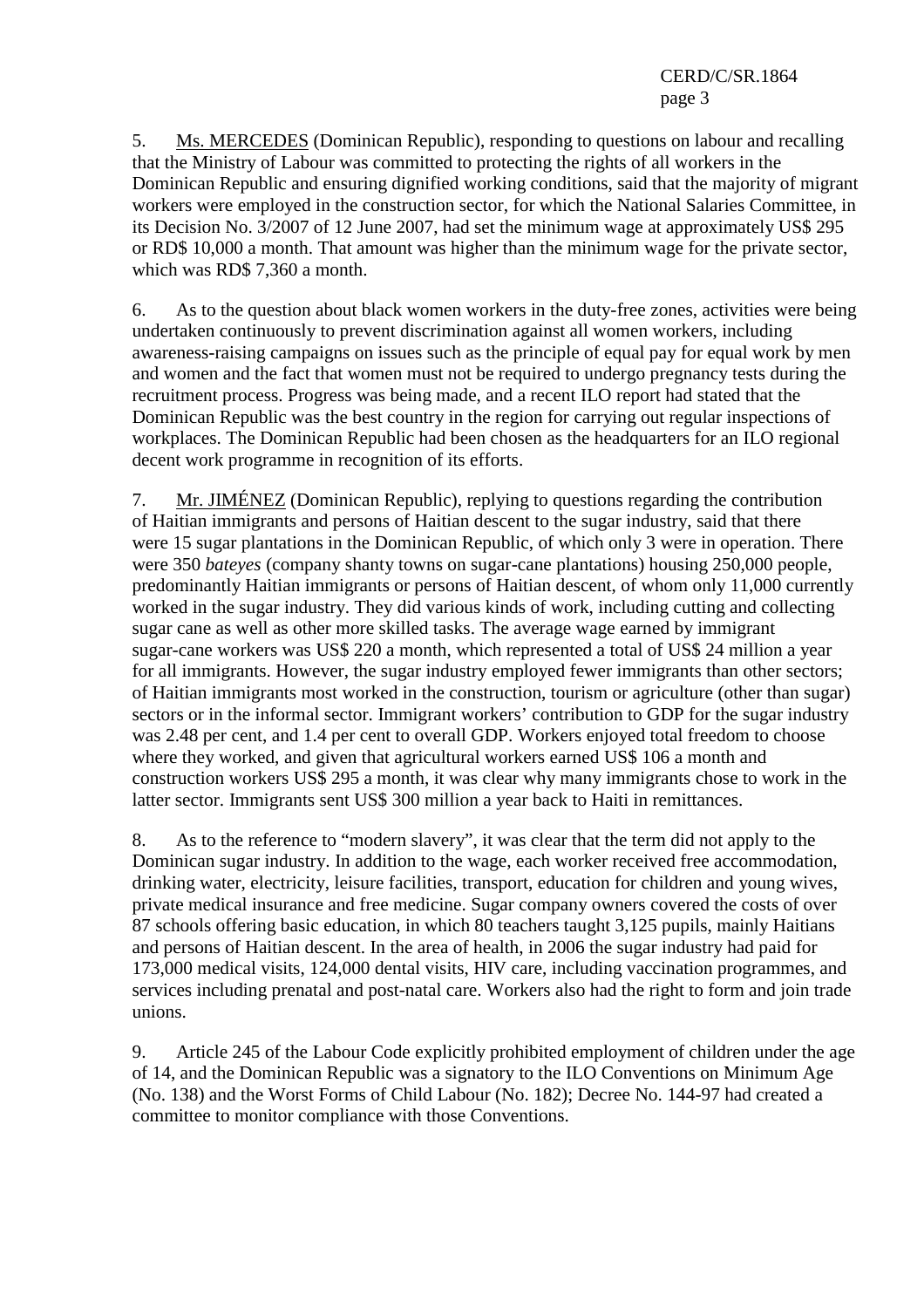5. Ms. MERCEDES (Dominican Republic), responding to questions on labour and recalling that the Ministry of Labour was committed to protecting the rights of all workers in the Dominican Republic and ensuring dignified working conditions, said that the majority of migrant workers were employed in the construction sector, for which the National Salaries Committee, in its Decision No. 3/2007 of 12 June 2007, had set the minimum wage at approximately US$ 295 or RD$ 10,000 a month. That amount was higher than the minimum wage for the private sector, which was RD$ 7,360 a month.

6. As to the question about black women workers in the duty-free zones, activities were being undertaken continuously to prevent discrimination against all women workers, including awareness-raising campaigns on issues such as the principle of equal pay for equal work by men and women and the fact that women must not be required to undergo pregnancy tests during the recruitment process. Progress was being made, and a recent ILO report had stated that the Dominican Republic was the best country in the region for carrying out regular inspections of workplaces. The Dominican Republic had been chosen as the headquarters for an ILO regional decent work programme in recognition of its efforts.

7. Mr. JIMÉNEZ (Dominican Republic), replying to questions regarding the contribution of Haitian immigrants and persons of Haitian descent to the sugar industry, said that there were 15 sugar plantations in the Dominican Republic, of which only 3 were in operation. There were 350 *bateyes* (company shanty towns on sugar-cane plantations) housing 250,000 people, predominantly Haitian immigrants or persons of Haitian descent, of whom only 11,000 currently worked in the sugar industry. They did various kinds of work, including cutting and collecting sugar cane as well as other more skilled tasks. The average wage earned by immigrant sugar-cane workers was US$ 220 a month, which represented a total of US$ 24 million a year for all immigrants. However, the sugar industry employed fewer immigrants than other sectors; of Haitian immigrants most worked in the construction, tourism or agriculture (other than sugar) sectors or in the informal sector. Immigrant workers' contribution to GDP for the sugar industry was 2.48 per cent, and 1.4 per cent to overall GDP. Workers enjoyed total freedom to choose where they worked, and given that agricultural workers earned US$ 106 a month and construction workers US$ 295 a month, it was clear why many immigrants chose to work in the latter sector. Immigrants sent US$ 300 million a year back to Haiti in remittances.

8. As to the reference to "modern slavery", it was clear that the term did not apply to the Dominican sugar industry. In addition to the wage, each worker received free accommodation, drinking water, electricity, leisure facilities, transport, education for children and young wives, private medical insurance and free medicine. Sugar company owners covered the costs of over 87 schools offering basic education, in which 80 teachers taught 3,125 pupils, mainly Haitians and persons of Haitian descent. In the area of health, in 2006 the sugar industry had paid for 173,000 medical visits, 124,000 dental visits, HIV care, including vaccination programmes, and services including prenatal and post-natal care. Workers also had the right to form and join trade unions.

9. Article 245 of the Labour Code explicitly prohibited employment of children under the age of 14, and the Dominican Republic was a signatory to the ILO Conventions on Minimum Age (No. 138) and the Worst Forms of Child Labour (No. 182); Decree No. 144-97 had created a committee to monitor compliance with those Conventions.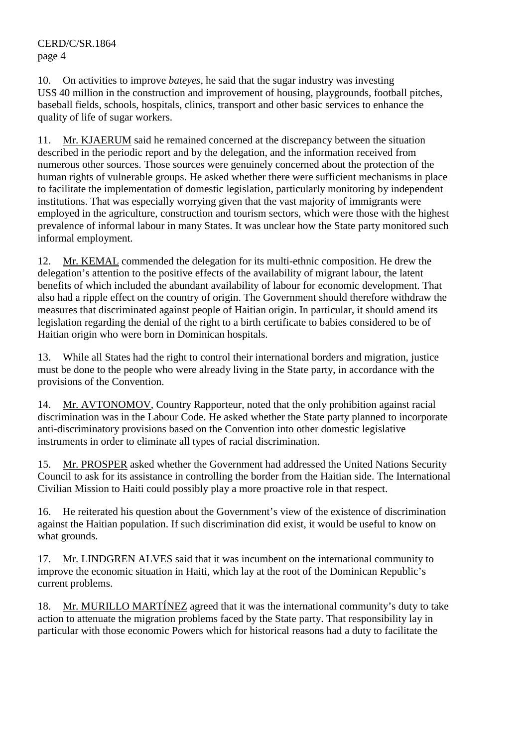10. On activities to improve *bateyes*, he said that the sugar industry was investing US$ 40 million in the construction and improvement of housing, playgrounds, football pitches, baseball fields, schools, hospitals, clinics, transport and other basic services to enhance the quality of life of sugar workers.

11. Mr. KJAERUM said he remained concerned at the discrepancy between the situation described in the periodic report and by the delegation, and the information received from numerous other sources. Those sources were genuinely concerned about the protection of the human rights of vulnerable groups. He asked whether there were sufficient mechanisms in place to facilitate the implementation of domestic legislation, particularly monitoring by independent institutions. That was especially worrying given that the vast majority of immigrants were employed in the agriculture, construction and tourism sectors, which were those with the highest prevalence of informal labour in many States. It was unclear how the State party monitored such informal employment.

12. Mr. KEMAL commended the delegation for its multi-ethnic composition. He drew the delegation's attention to the positive effects of the availability of migrant labour, the latent benefits of which included the abundant availability of labour for economic development. That also had a ripple effect on the country of origin. The Government should therefore withdraw the measures that discriminated against people of Haitian origin. In particular, it should amend its legislation regarding the denial of the right to a birth certificate to babies considered to be of Haitian origin who were born in Dominican hospitals.

13. While all States had the right to control their international borders and migration, justice must be done to the people who were already living in the State party, in accordance with the provisions of the Convention.

14. Mr. AVTONOMOV, Country Rapporteur, noted that the only prohibition against racial discrimination was in the Labour Code. He asked whether the State party planned to incorporate anti-discriminatory provisions based on the Convention into other domestic legislative instruments in order to eliminate all types of racial discrimination.

15. Mr. PROSPER asked whether the Government had addressed the United Nations Security Council to ask for its assistance in controlling the border from the Haitian side. The International Civilian Mission to Haiti could possibly play a more proactive role in that respect.

16. He reiterated his question about the Government's view of the existence of discrimination against the Haitian population. If such discrimination did exist, it would be useful to know on what grounds.

17. Mr. LINDGREN ALVES said that it was incumbent on the international community to improve the economic situation in Haiti, which lay at the root of the Dominican Republic's current problems.

18. Mr. MURILLO MARTÍNEZ agreed that it was the international community's duty to take action to attenuate the migration problems faced by the State party. That responsibility lay in particular with those economic Powers which for historical reasons had a duty to facilitate the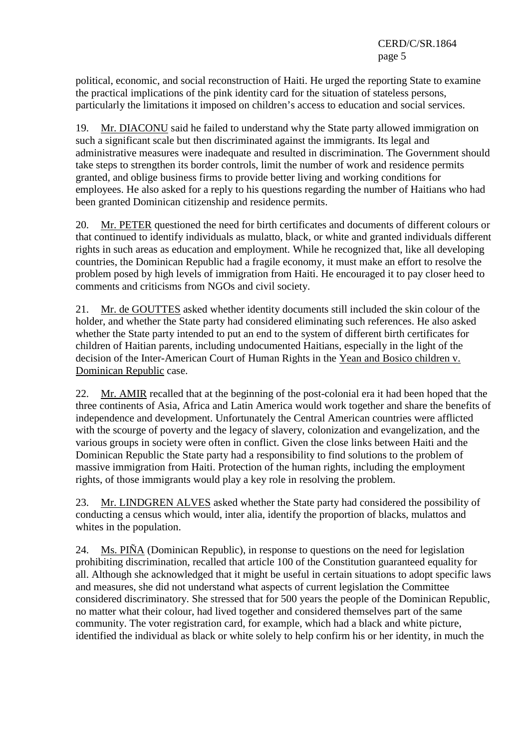political, economic, and social reconstruction of Haiti. He urged the reporting State to examine the practical implications of the pink identity card for the situation of stateless persons, particularly the limitations it imposed on children's access to education and social services.

19. Mr. DIACONU said he failed to understand why the State party allowed immigration on such a significant scale but then discriminated against the immigrants. Its legal and administrative measures were inadequate and resulted in discrimination. The Government should take steps to strengthen its border controls, limit the number of work and residence permits granted, and oblige business firms to provide better living and working conditions for employees. He also asked for a reply to his questions regarding the number of Haitians who had been granted Dominican citizenship and residence permits.

20. Mr. PETER questioned the need for birth certificates and documents of different colours or that continued to identify individuals as mulatto, black, or white and granted individuals different rights in such areas as education and employment. While he recognized that, like all developing countries, the Dominican Republic had a fragile economy, it must make an effort to resolve the problem posed by high levels of immigration from Haiti. He encouraged it to pay closer heed to comments and criticisms from NGOs and civil society.

21. Mr. de GOUTTES asked whether identity documents still included the skin colour of the holder, and whether the State party had considered eliminating such references. He also asked whether the State party intended to put an end to the system of different birth certificates for children of Haitian parents, including undocumented Haitians, especially in the light of the decision of the Inter-American Court of Human Rights in the Yean and Bosico children v. Dominican Republic case.

22. Mr. AMIR recalled that at the beginning of the post-colonial era it had been hoped that the three continents of Asia, Africa and Latin America would work together and share the benefits of independence and development. Unfortunately the Central American countries were afflicted with the scourge of poverty and the legacy of slavery, colonization and evangelization, and the various groups in society were often in conflict. Given the close links between Haiti and the Dominican Republic the State party had a responsibility to find solutions to the problem of massive immigration from Haiti. Protection of the human rights, including the employment rights, of those immigrants would play a key role in resolving the problem.

23. Mr. LINDGREN ALVES asked whether the State party had considered the possibility of conducting a census which would, inter alia, identify the proportion of blacks, mulattos and whites in the population.

24. Ms. PIÑA (Dominican Republic), in response to questions on the need for legislation prohibiting discrimination, recalled that article 100 of the Constitution guaranteed equality for all. Although she acknowledged that it might be useful in certain situations to adopt specific laws and measures, she did not understand what aspects of current legislation the Committee considered discriminatory. She stressed that for 500 years the people of the Dominican Republic, no matter what their colour, had lived together and considered themselves part of the same community. The voter registration card, for example, which had a black and white picture, identified the individual as black or white solely to help confirm his or her identity, in much the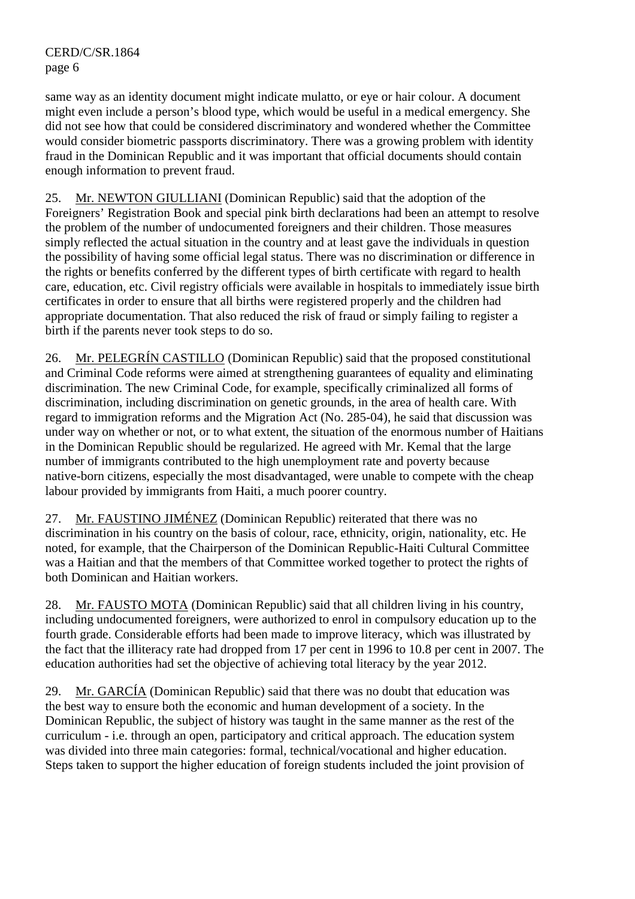same way as an identity document might indicate mulatto, or eye or hair colour. A document might even include a person's blood type, which would be useful in a medical emergency. She did not see how that could be considered discriminatory and wondered whether the Committee would consider biometric passports discriminatory. There was a growing problem with identity fraud in the Dominican Republic and it was important that official documents should contain enough information to prevent fraud.

25. Mr. NEWTON GIULLIANI (Dominican Republic) said that the adoption of the Foreigners' Registration Book and special pink birth declarations had been an attempt to resolve the problem of the number of undocumented foreigners and their children. Those measures simply reflected the actual situation in the country and at least gave the individuals in question the possibility of having some official legal status. There was no discrimination or difference in the rights or benefits conferred by the different types of birth certificate with regard to health care, education, etc. Civil registry officials were available in hospitals to immediately issue birth certificates in order to ensure that all births were registered properly and the children had appropriate documentation. That also reduced the risk of fraud or simply failing to register a birth if the parents never took steps to do so.

26. Mr. PELEGRÍN CASTILLO (Dominican Republic) said that the proposed constitutional and Criminal Code reforms were aimed at strengthening guarantees of equality and eliminating discrimination. The new Criminal Code, for example, specifically criminalized all forms of discrimination, including discrimination on genetic grounds, in the area of health care. With regard to immigration reforms and the Migration Act (No. 285-04), he said that discussion was under way on whether or not, or to what extent, the situation of the enormous number of Haitians in the Dominican Republic should be regularized. He agreed with Mr. Kemal that the large number of immigrants contributed to the high unemployment rate and poverty because native-born citizens, especially the most disadvantaged, were unable to compete with the cheap labour provided by immigrants from Haiti, a much poorer country.

27. Mr. FAUSTINO JIMÉNEZ (Dominican Republic) reiterated that there was no discrimination in his country on the basis of colour, race, ethnicity, origin, nationality, etc. He noted, for example, that the Chairperson of the Dominican Republic-Haiti Cultural Committee was a Haitian and that the members of that Committee worked together to protect the rights of both Dominican and Haitian workers.

28. Mr. FAUSTO MOTA (Dominican Republic) said that all children living in his country, including undocumented foreigners, were authorized to enrol in compulsory education up to the fourth grade. Considerable efforts had been made to improve literacy, which was illustrated by the fact that the illiteracy rate had dropped from 17 per cent in 1996 to 10.8 per cent in 2007. The education authorities had set the objective of achieving total literacy by the year 2012.

29. Mr. GARCÍA (Dominican Republic) said that there was no doubt that education was the best way to ensure both the economic and human development of a society. In the Dominican Republic, the subject of history was taught in the same manner as the rest of the curriculum - i.e. through an open, participatory and critical approach. The education system was divided into three main categories: formal, technical/vocational and higher education. Steps taken to support the higher education of foreign students included the joint provision of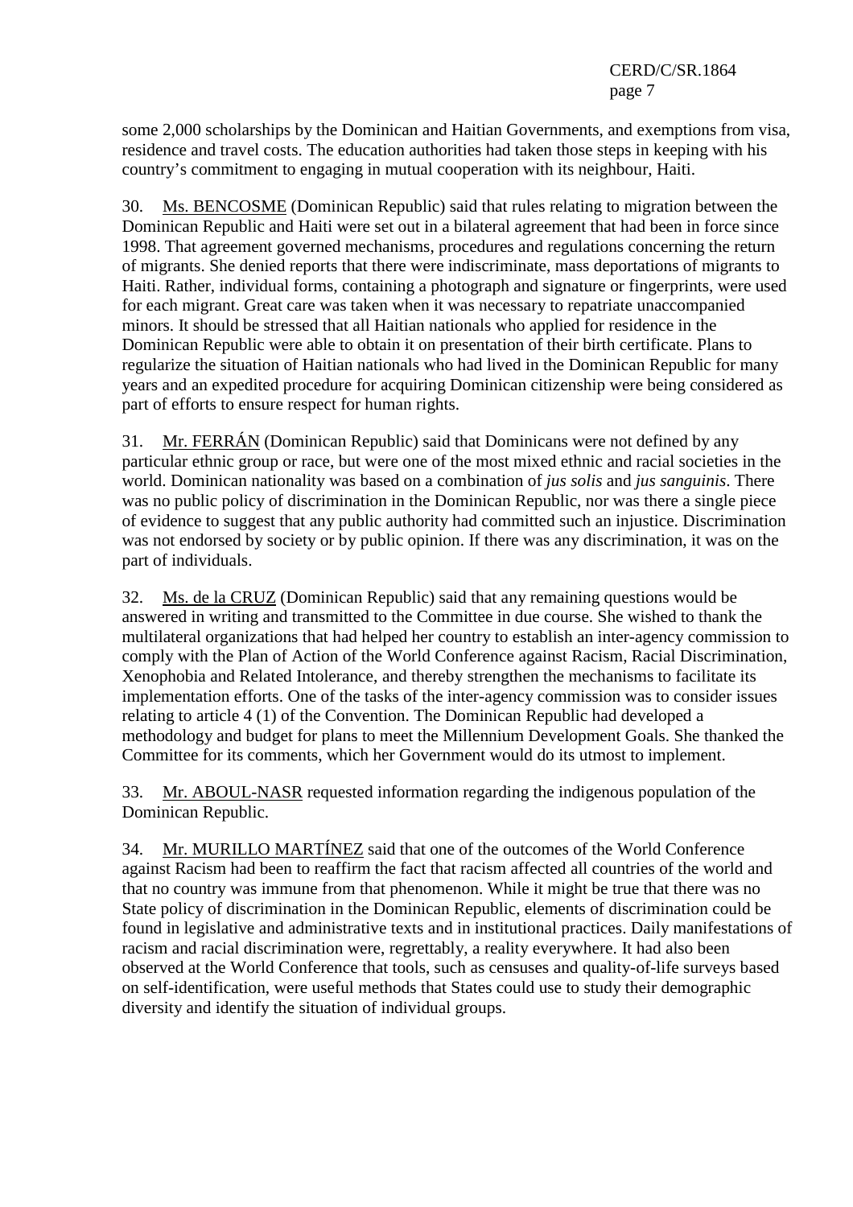some 2,000 scholarships by the Dominican and Haitian Governments, and exemptions from visa, residence and travel costs. The education authorities had taken those steps in keeping with his country's commitment to engaging in mutual cooperation with its neighbour, Haiti.

30. Ms. BENCOSME (Dominican Republic) said that rules relating to migration between the Dominican Republic and Haiti were set out in a bilateral agreement that had been in force since 1998. That agreement governed mechanisms, procedures and regulations concerning the return of migrants. She denied reports that there were indiscriminate, mass deportations of migrants to Haiti. Rather, individual forms, containing a photograph and signature or fingerprints, were used for each migrant. Great care was taken when it was necessary to repatriate unaccompanied minors. It should be stressed that all Haitian nationals who applied for residence in the Dominican Republic were able to obtain it on presentation of their birth certificate. Plans to regularize the situation of Haitian nationals who had lived in the Dominican Republic for many years and an expedited procedure for acquiring Dominican citizenship were being considered as part of efforts to ensure respect for human rights.

31. Mr. FERRÁN (Dominican Republic) said that Dominicans were not defined by any particular ethnic group or race, but were one of the most mixed ethnic and racial societies in the world. Dominican nationality was based on a combination of *jus solis* and *jus sanguinis*. There was no public policy of discrimination in the Dominican Republic, nor was there a single piece of evidence to suggest that any public authority had committed such an injustice. Discrimination was not endorsed by society or by public opinion. If there was any discrimination, it was on the part of individuals.

32. Ms. de la CRUZ (Dominican Republic) said that any remaining questions would be answered in writing and transmitted to the Committee in due course. She wished to thank the multilateral organizations that had helped her country to establish an inter-agency commission to comply with the Plan of Action of the World Conference against Racism, Racial Discrimination, Xenophobia and Related Intolerance, and thereby strengthen the mechanisms to facilitate its implementation efforts. One of the tasks of the inter-agency commission was to consider issues relating to article 4 (1) of the Convention. The Dominican Republic had developed a methodology and budget for plans to meet the Millennium Development Goals. She thanked the Committee for its comments, which her Government would do its utmost to implement.

33. Mr. ABOUL-NASR requested information regarding the indigenous population of the Dominican Republic.

34. Mr. MURILLO MARTÍNEZ said that one of the outcomes of the World Conference against Racism had been to reaffirm the fact that racism affected all countries of the world and that no country was immune from that phenomenon. While it might be true that there was no State policy of discrimination in the Dominican Republic, elements of discrimination could be found in legislative and administrative texts and in institutional practices. Daily manifestations of racism and racial discrimination were, regrettably, a reality everywhere. It had also been observed at the World Conference that tools, such as censuses and quality-of-life surveys based on self-identification, were useful methods that States could use to study their demographic diversity and identify the situation of individual groups.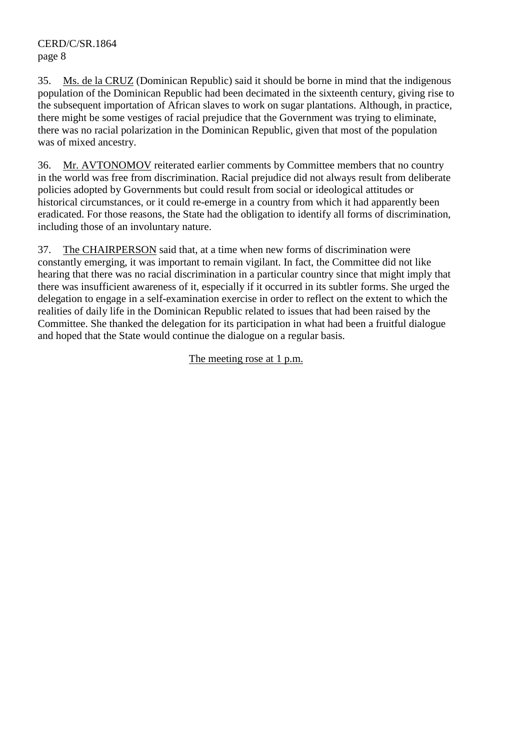35. Ms. de la CRUZ (Dominican Republic) said it should be borne in mind that the indigenous population of the Dominican Republic had been decimated in the sixteenth century, giving rise to the subsequent importation of African slaves to work on sugar plantations. Although, in practice, there might be some vestiges of racial prejudice that the Government was trying to eliminate, there was no racial polarization in the Dominican Republic, given that most of the population was of mixed ancestry.

36. Mr. AVTONOMOV reiterated earlier comments by Committee members that no country in the world was free from discrimination. Racial prejudice did not always result from deliberate policies adopted by Governments but could result from social or ideological attitudes or historical circumstances, or it could re-emerge in a country from which it had apparently been eradicated. For those reasons, the State had the obligation to identify all forms of discrimination, including those of an involuntary nature.

37. The CHAIRPERSON said that, at a time when new forms of discrimination were constantly emerging, it was important to remain vigilant. In fact, the Committee did not like hearing that there was no racial discrimination in a particular country since that might imply that there was insufficient awareness of it, especially if it occurred in its subtler forms. She urged the delegation to engage in a self-examination exercise in order to reflect on the extent to which the realities of daily life in the Dominican Republic related to issues that had been raised by the Committee. She thanked the delegation for its participation in what had been a fruitful dialogue and hoped that the State would continue the dialogue on a regular basis.

The meeting rose at 1 p.m.